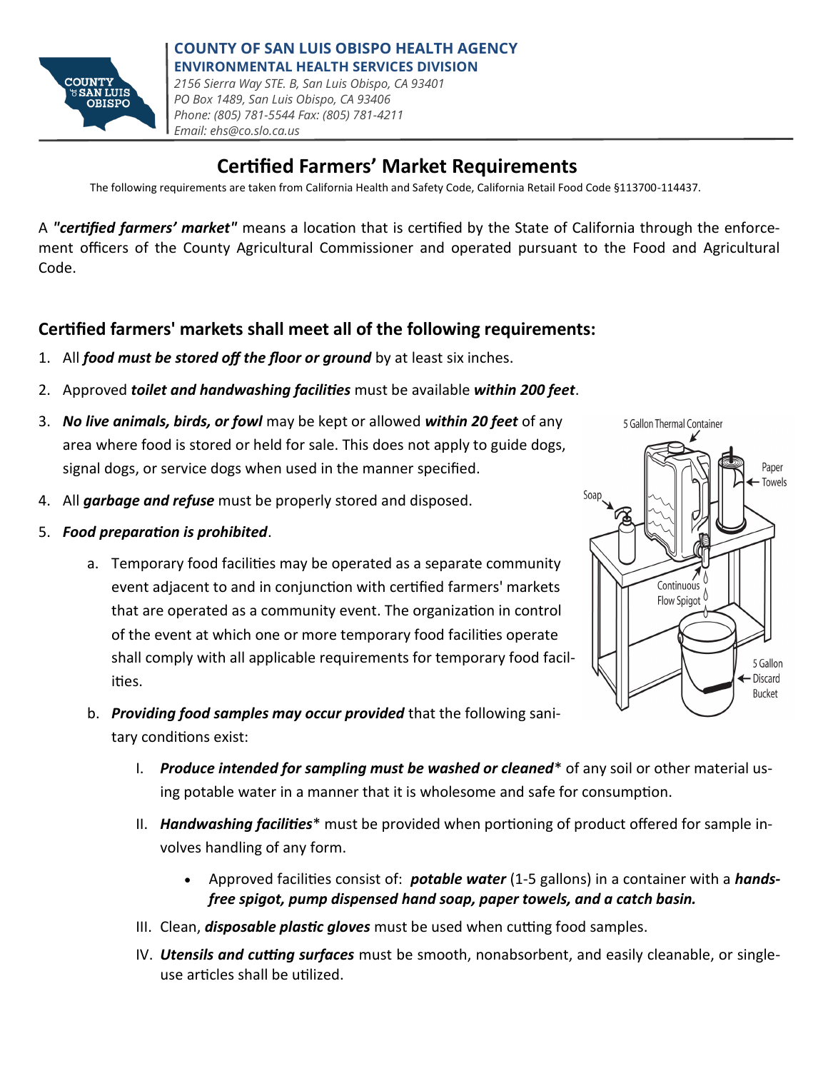**COUNTY OF SAN LUIS OBISPO HEALTH AGENCY**
**ENVIRONMENTAL HEALTH SERVICES DIVISION**

*2156 Sierra Way STE. B, San Luis Obispo, CA 93401*
*PO Box 1489, San Luis Obispo, CA 93406*
*Phone: (805) 781-5544 Fax: (805) 781-4211*
*Email: ehs@co.slo.ca.us*

# Certified Farmers' Market Requirements

The following requirements are taken from California Health and Safety Code, California Retail Food Code §113700-114437.

A ***"certified farmers' market"*** means a location that is certified by the State of California through the enforcement officers of the County Agricultural Commissioner and operated pursuant to the Food and Agricultural Code.

## Certified farmers' markets shall meet all of the following requirements:

1. All ***food must be stored off the floor or ground*** by at least six inches.
2. Approved ***toilet and handwashing facilities*** must be available ***within 200 feet***.
3. ***No live animals, birds, or fowl*** may be kept or allowed ***within 20 feet*** of any area where food is stored or held for sale. This does not apply to guide dogs, signal dogs, or service dogs when used in the manner specified.
4. All ***garbage and refuse*** must be properly stored and disposed.
5. ***Food preparation is prohibited***.
   a. Temporary food facilities may be operated as a separate community event adjacent to and in conjunction with certified farmers' markets that are operated as a community event. The organization in control of the event at which one or more temporary food facilities operate shall comply with all applicable requirements for temporary food facilities.
   b. ***Providing food samples may occur provided*** that the following sanitary conditions exist:
      I. ***Produce intended for sampling must be washed or cleaned**** of any soil or other material using potable water in a manner that it is wholesome and safe for consumption.
      II. ***Handwashing facilities**** must be provided when portioning of product offered for sample involves handling of any form.
         - Approved facilities consist of: ***potable water*** (1-5 gallons) in a container with a ***hands-free spigot, pump dispensed hand soap, paper towels, and a catch basin.***
      III. Clean, ***disposable plastic gloves*** must be used when cutting food samples.
      IV. ***Utensils and cutting surfaces*** must be smooth, nonabsorbent, and easily cleanable, or single-use articles shall be utilized.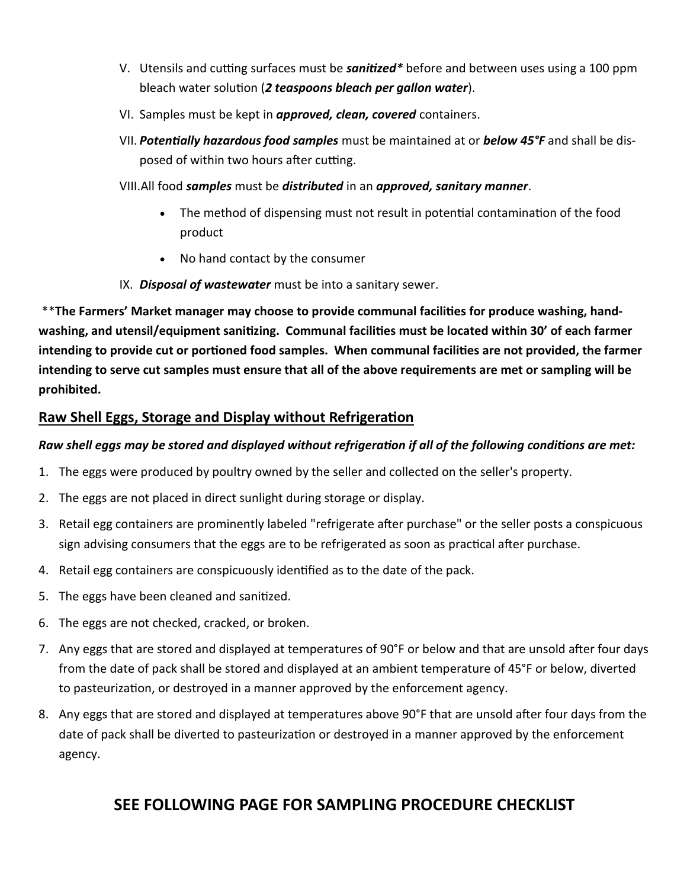V. Utensils and cutting surfaces must be ***sanitized**** before and between uses using a 100 ppm bleach water solution (***2 teaspoons bleach per gallon water***).

VI. Samples must be kept in ***approved, clean, covered*** containers.

VII. ***Potentially hazardous food samples*** must be maintained at or ***below 45°F*** and shall be disposed of within two hours after cutting.

VIII. All food ***samples*** must be ***distributed*** in an ***approved, sanitary manner***.

- The method of dispensing must not result in potential contamination of the food product
- No hand contact by the consumer

IX. ***Disposal of wastewater*** must be into a sanitary sewer.

****The Farmers' Market manager may choose to provide communal facilities for produce washing, hand-washing, and utensil/equipment sanitizing. Communal facilities must be located within 30' of each farmer intending to provide cut or portioned food samples. When communal facilities are not provided, the farmer intending to serve cut samples must ensure that all of the above requirements are met or sampling will be prohibited.**

## Raw Shell Eggs, Storage and Display without Refrigeration

***Raw shell eggs may be stored and displayed without refrigeration if all of the following conditions are met:***

1. The eggs were produced by poultry owned by the seller and collected on the seller's property.
2. The eggs are not placed in direct sunlight during storage or display.
3. Retail egg containers are prominently labeled "refrigerate after purchase" or the seller posts a conspicuous sign advising consumers that the eggs are to be refrigerated as soon as practical after purchase.
4. Retail egg containers are conspicuously identified as to the date of the pack.
5. The eggs have been cleaned and sanitized.
6. The eggs are not checked, cracked, or broken.
7. Any eggs that are stored and displayed at temperatures of 90°F or below and that are unsold after four days from the date of pack shall be stored and displayed at an ambient temperature of 45°F or below, diverted to pasteurization, or destroyed in a manner approved by the enforcement agency.
8. Any eggs that are stored and displayed at temperatures above 90°F that are unsold after four days from the date of pack shall be diverted to pasteurization or destroyed in a manner approved by the enforcement agency.

## SEE FOLLOWING PAGE FOR SAMPLING PROCEDURE CHECKLIST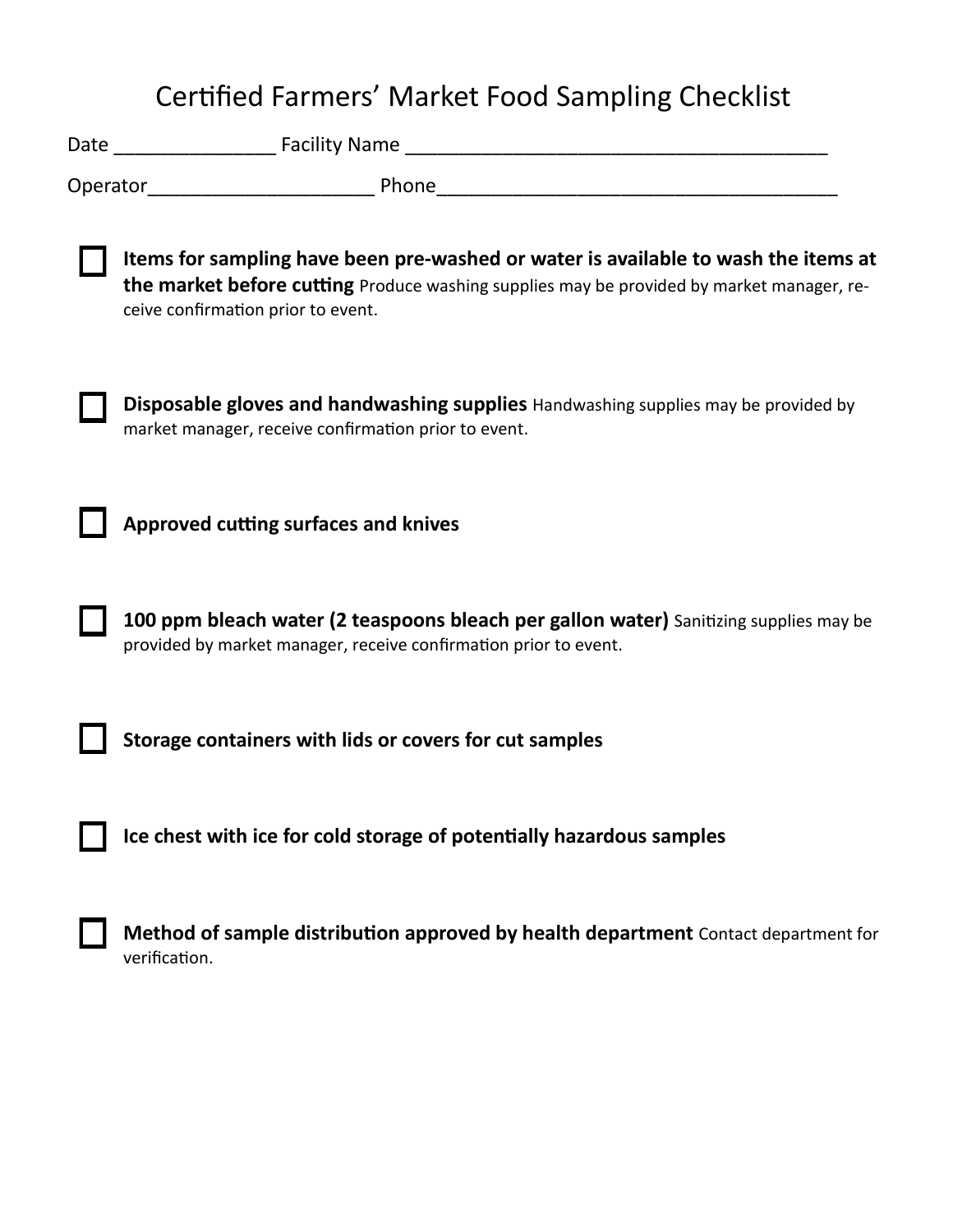# Certified Farmers' Market Food Sampling Checklist

Date _______________ Facility Name _________________________________________

Operator_____________________ Phone______________________________________

- [ ] **Items for sampling have been pre-washed or water is available to wash the items at the market before cutting** Produce washing supplies may be provided by market manager, receive confirmation prior to event.

- [ ] **Disposable gloves and handwashing supplies** Handwashing supplies may be provided by market manager, receive confirmation prior to event.

- [ ] **Approved cutting surfaces and knives**

- [ ] **100 ppm bleach water (2 teaspoons bleach per gallon water)** Sanitizing supplies may be provided by market manager, receive confirmation prior to event.

- [ ] **Storage containers with lids or covers for cut samples**

- [ ] **Ice chest with ice for cold storage of potentially hazardous samples**

- [ ] **Method of sample distribution approved by health department** Contact department for verification.